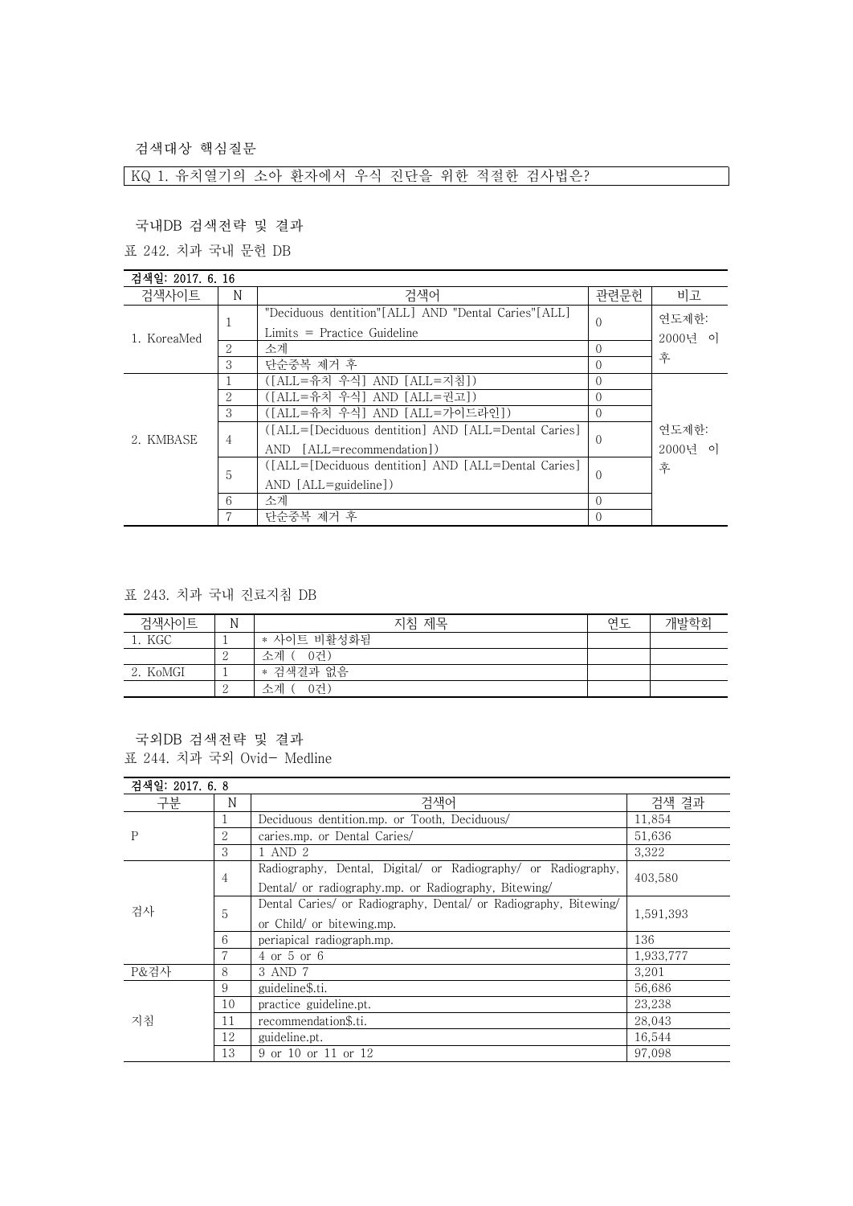검색대상 핵심질문

KQ 1. 유치열기의 소아 환자에서 우식 진단을 위한 적절한 검사법은?

국내DB 검색전략 및 결과

표 242. 치과 국내 문헌 DB

검색일: 2017. 6. 16

| 검색사이트 | N | 검색어 | 관련문헌 | 비고 |
|---|---|---|---|---|
| 1. KoreaMed | 1 | "Deciduous dentition"[ALL] AND "Dental Caries"[ALL] Limits = Practice Guideline | 0 | 연도제한: 2000년 이후 |
| | 2 | 소계 | 0 | |
| | 3 | 단순중복 제거 후 | 0 | |
| 2. KMBASE | 1 | ([ALL=유치 우식] AND [ALL=지침]) | 0 | 연도제한: 2000년 이후 |
| | 2 | ([ALL=유치 우식] AND [ALL=권고]) | 0 | |
| | 3 | ([ALL=유치 우식] AND [ALL=가이드라인]) | 0 | |
| | 4 | ([ALL=[Deciduous dentition] AND [ALL=Dental Caries] AND [ALL=recommendation]) | 0 | |
| | 5 | ([ALL=[Deciduous dentition] AND [ALL=Dental Caries] AND [ALL=guideline]) | 0 | |
| | 6 | 소계 | 0 | |
| | 7 | 단순중복 제거 후 | 0 | |

표 243. 치과 국내 진료지침 DB

| 검색사이트 | N | 지침 제목 | 연도 | 개발학회 |
|---|---|---|---|---|
| 1. KGC | 1 | * 사이트 비활성화됨 | | |
| | 2 | 소계 ( 0건) | | |
| 2. KoMGI | 1 | * 검색결과 없음 | | |
| | 2 | 소계 ( 0건) | | |

국외DB 검색전략 및 결과

표 244. 치과 국외 Ovid- Medline

검색일: 2017. 6. 8

| 구분 | N | 검색어 | 검색 결과 |
|---|---|---|---|
| P | 1 | Deciduous dentition.mp. or Tooth, Deciduous/ | 11,854 |
| | 2 | caries.mp. or Dental Caries/ | 51,636 |
| | 3 | 1 AND 2 | 3,322 |
| 검사 | 4 | Radiography, Dental, Digital/ or Radiography/ or Radiography, Dental/ or radiography.mp. or Radiography, Bitewing/ | 403,580 |
| | 5 | Dental Caries/ or Radiography, Dental/ or Radiography, Bitewing/ or Child/ or bitewing.mp. | 1,591,393 |
| | 6 | periapical radiograph.mp. | 136 |
| | 7 | 4 or 5 or 6 | 1,933,777 |
| P&검사 | 8 | 3 AND 7 | 3,201 |
| 지침 | 9 | guideline$.ti. | 56,686 |
| | 10 | practice guideline.pt. | 23,238 |
| | 11 | recommendation$.ti. | 28,043 |
| | 12 | guideline.pt. | 16,544 |
| | 13 | 9 or 10 or 11 or 12 | 97,098 |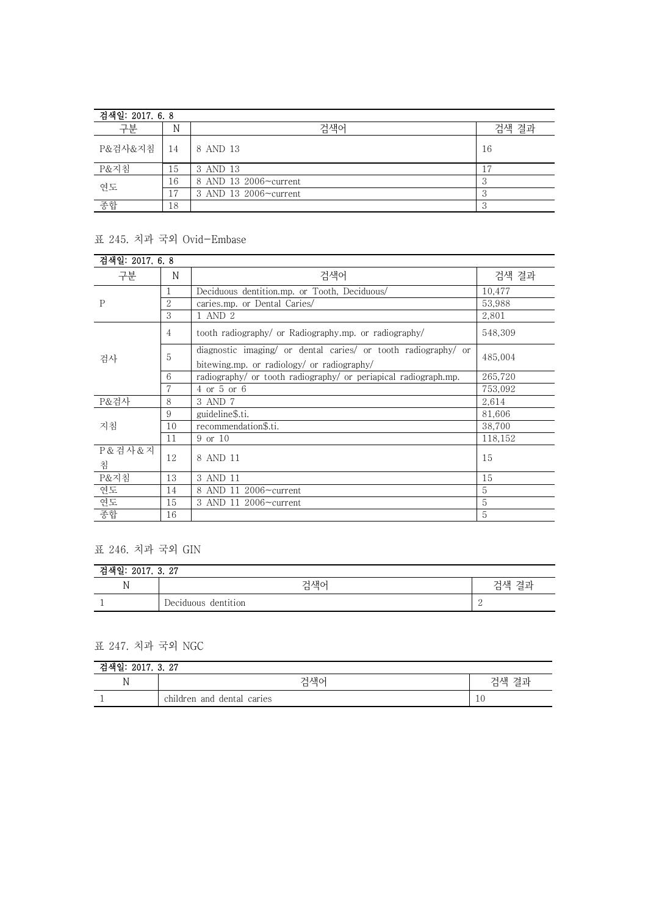| 검색일: 2017. 6. 8 | | | |
|---|---|---|---|
| 구분 | N | 검색어 | 검색 결과 |
| P&검사&지침 | 14 | 8 AND 13 | 16 |
| P&지침 | 15 | 3 AND 13 | 17 |
| 연도 | 16 | 8 AND 13 2006~current | 3 |
| | 17 | 3 AND 13 2006~current | 3 |
| 종합 | 18 | | 3 |

표 245. 치과 국외 Ovid-Embase

| 검색일: 2017. 6. 8 | | | |
|---|---|---|---|
| 구분 | N | 검색어 | 검색 결과 |
| P | 1 | Deciduous dentition.mp. or Tooth, Deciduous/ | 10,477 |
| | 2 | caries.mp. or Dental Caries/ | 53,988 |
| | 3 | 1 AND 2 | 2,801 |
| 검사 | 4 | tooth radiography/ or Radiography.mp. or radiography/ | 548,309 |
| | 5 | diagnostic imaging/ or dental caries/ or tooth radiography/ or bitewing.mp. or radiology/ or radiography/ | 485,004 |
| | 6 | radiography/ or tooth radiography/ or periapical radiograph.mp. | 265,720 |
| | 7 | 4 or 5 or 6 | 753,092 |
| P&검사 | 8 | 3 AND 7 | 2,614 |
| 지침 | 9 | guideline$.ti. | 81,606 |
| | 10 | recommendation$.ti. | 38,700 |
| | 11 | 9 or 10 | 118,152 |
| P&검사&지침 | 12 | 8 AND 11 | 15 |
| P&지침 | 13 | 3 AND 11 | 15 |
| 연도 | 14 | 8 AND 11 2006~current | 5 |
| 연도 | 15 | 3 AND 11 2006~current | 5 |
| 종합 | 16 | | 5 |

표 246. 치과 국외 GIN

| 검색일: 2017. 3. 27 | | |
|---|---|---|
| N | 검색어 | 검색 결과 |
| 1 | Deciduous dentition | 2 |

표 247. 치과 국외 NGC

| 검색일: 2017. 3. 27 | | |
|---|---|---|
| N | 검색어 | 검색 결과 |
| 1 | children and dental caries | 10 |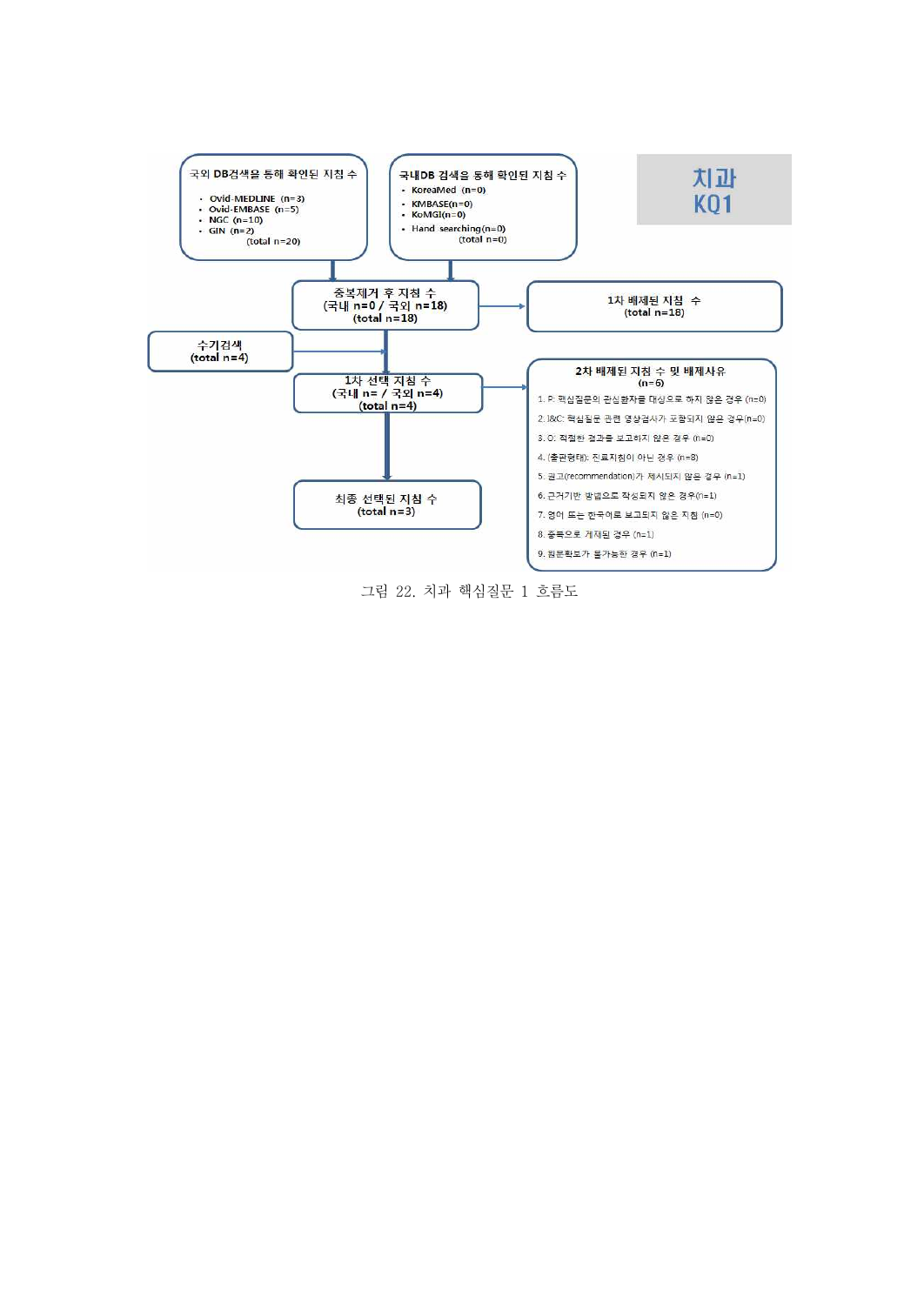치과
KQ1

국외 DB검색을 통해 확인된 지침 수

- Ovid-MEDLINE (n=3)
- Ovid-EMBASE (n=5)
- NGC (n=10)
- GIN (n=2)

(total n=20)

국내DB 검색을 통해 확인된 지침 수

- KoreaMed (n=0)
- KMBASE(n=0)
- KoMGI(n=0)
- Hand searching(n=0)

(total n=0)

중복제거 후 지침 수
(국내 n=0 / 국외 n=18)
(total n=18)

1차 배제된 지침 수
(total n=18)

수기검색
(total n=4)

1차 선택 지침 수
(국내 n= / 국외 n=4)
(total n=4)

2차 배제된 지침 수 및 배제사유
(n=6)

1. P: 핵심질문의 관심환자를 대상으로 하지 않은 경우 (n=0)
2. I&C: 핵심질문 관련 영상검사가 포함되지 않은 경우(n=0)
3. O: 적절한 결과를 보고하지 않은 경우 (n=0)
4. (출판형태): 진료지침이 아닌 경우 (n=8)
5. 권고(recommendation)가 제시되지 않은 경우 (n=1)
6. 근거기반 방법으로 작성되지 않은 경우(n=1)
7. 영어 또는 한국어로 보고되지 않은 지침 (n=0)
8. 중복으로 게재된 경우 (n=1)
9. 원문확보가 불가능한 경우 (n=1)

최종 선택된 지침 수
(total n=3)

그림 22. 치과 핵심질문 1 흐름도